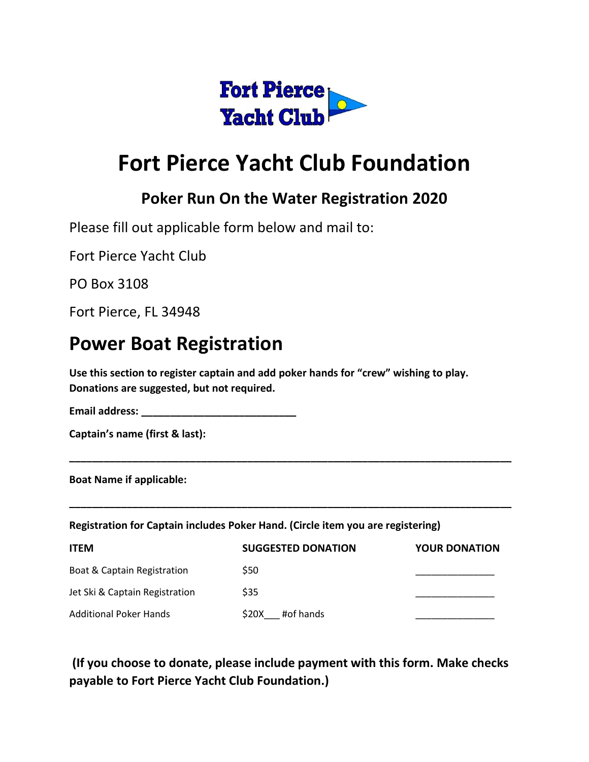Fort Pierce Yacht Club

# Fort Pierce Yacht Club Foundation

### Poker Run On the Water Registration 2020

Please fill out applicable form below and mail to:

Fort Pierce Yacht Club

PO Box 3108

Fort Pierce, FL 34948

## Power Boat Registration

**Use this section to register captain and add poker hands for "crew" wishing to play. Donations are suggested, but not required.**

**Email address: ___________________________**

**Captain's name (first & last):**

**______________________________________________________________________________**

**Boat Name if applicable:**

**______________________________________________________________________________**

**Registration for Captain includes Poker Hand. (Circle item you are registering)**

| ITEM | SUGGESTED DONATION | YOUR DONATION |
|---|---|---|
| Boat & Captain Registration | $50 | ______________ |
| Jet Ski & Captain Registration | $35 | ______________ |
| Additional Poker Hands | $20X___ #of hands | ______________ |

**(If you choose to donate, please include payment with this form. Make checks payable to Fort Pierce Yacht Club Foundation.)**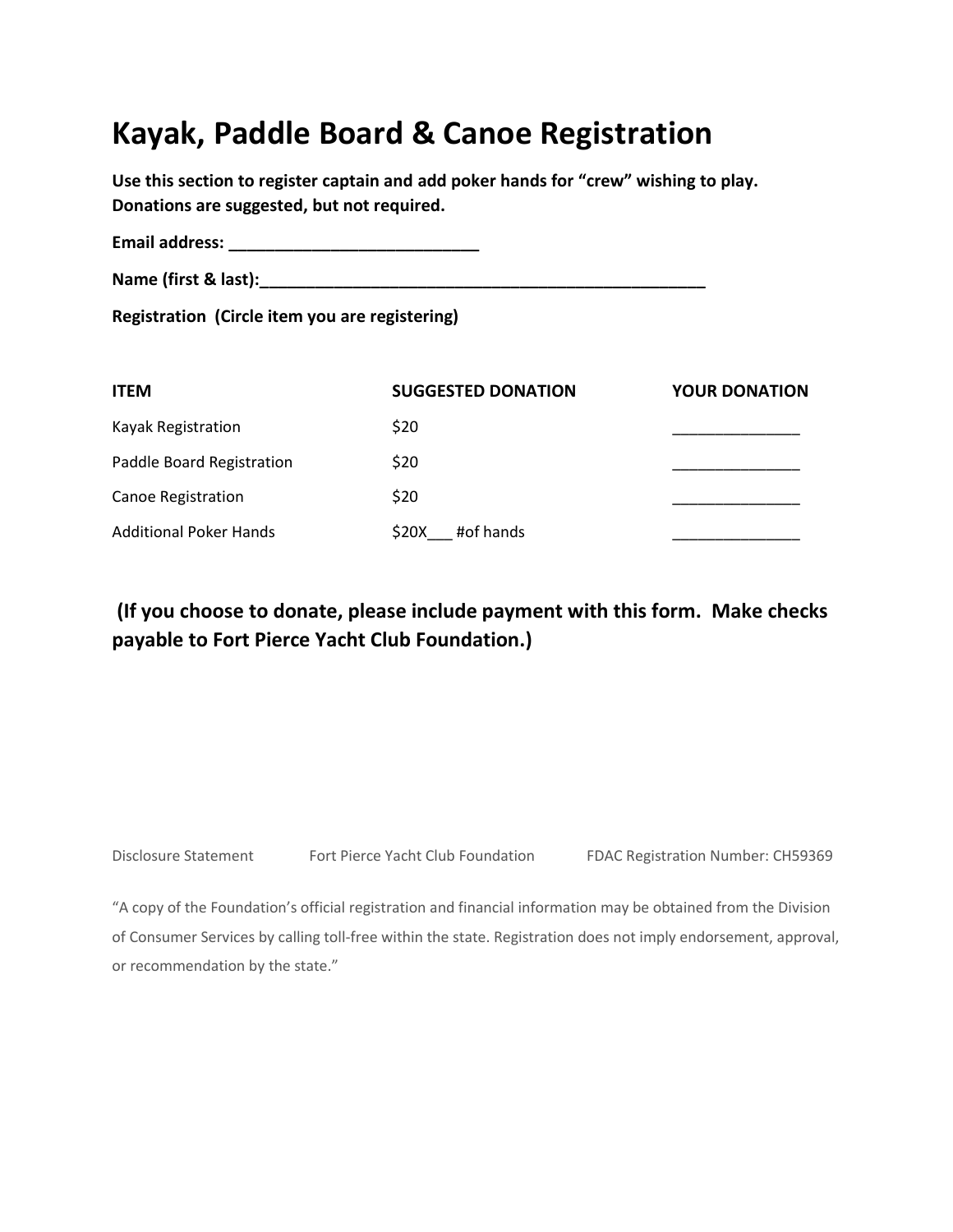# Kayak, Paddle Board & Canoe Registration

**Use this section to register captain and add poker hands for "crew" wishing to play. Donations are suggested, but not required.**

**Email address: ___________________________**

**Name (first & last):__________________________________________________**

**Registration (Circle item you are registering)**

| ITEM | SUGGESTED DONATION | YOUR DONATION |
|---|---|---|
| Kayak Registration | $20 | _______________ |
| Paddle Board Registration | $20 | _______________ |
| Canoe Registration | $20 | _______________ |
| Additional Poker Hands | $20X___ #of hands | _______________ |

**(If you choose to donate, please include payment with this form. Make checks payable to Fort Pierce Yacht Club Foundation.)**

Disclosure Statement Fort Pierce Yacht Club Foundation FDAC Registration Number: CH59369

"A copy of the Foundation's official registration and financial information may be obtained from the Division of Consumer Services by calling toll-free within the state. Registration does not imply endorsement, approval, or recommendation by the state."